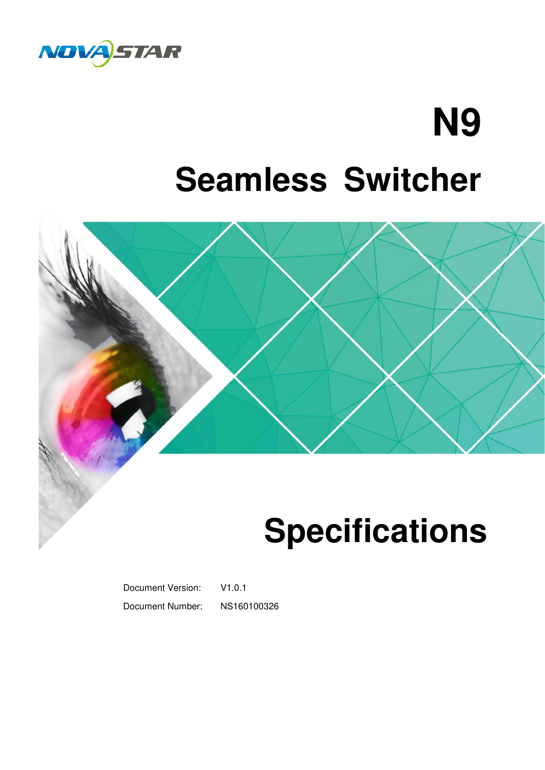NOVASTAR

# N9

# Seamless Switcher

# Specifications

Document Version: V1.0.1

Document Number: NS160100326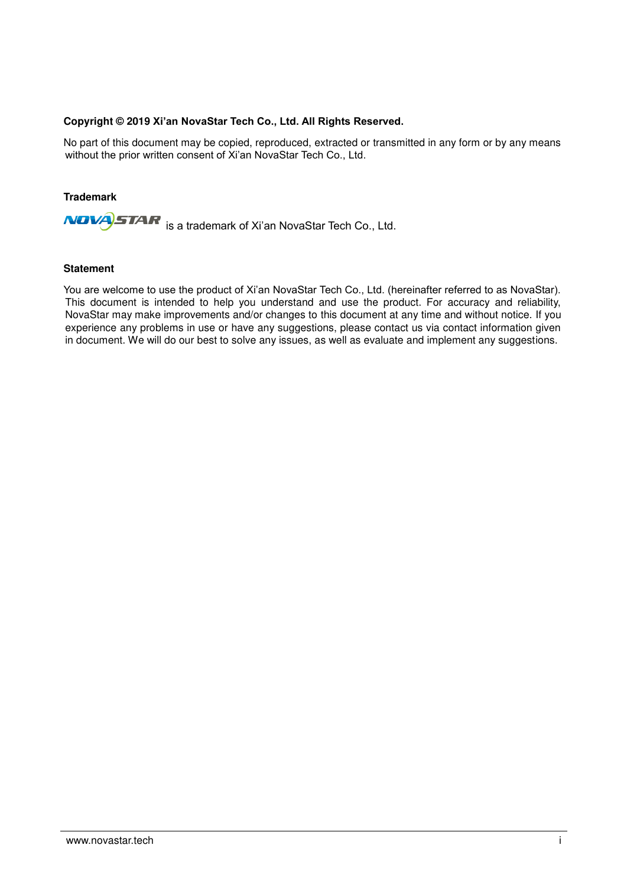**Copyright © 2019 Xi'an NovaStar Tech Co., Ltd. All Rights Reserved.**

No part of this document may be copied, reproduced, extracted or transmitted in any form or by any means without the prior written consent of Xi'an NovaStar Tech Co., Ltd.

**Trademark**

NOVASTAR is a trademark of Xi'an NovaStar Tech Co., Ltd.

**Statement**

You are welcome to use the product of Xi'an NovaStar Tech Co., Ltd. (hereinafter referred to as NovaStar). This document is intended to help you understand and use the product. For accuracy and reliability, NovaStar may make improvements and/or changes to this document at any time and without notice. If you experience any problems in use or have any suggestions, please contact us via contact information given in document. We will do our best to solve any issues, as well as evaluate and implement any suggestions.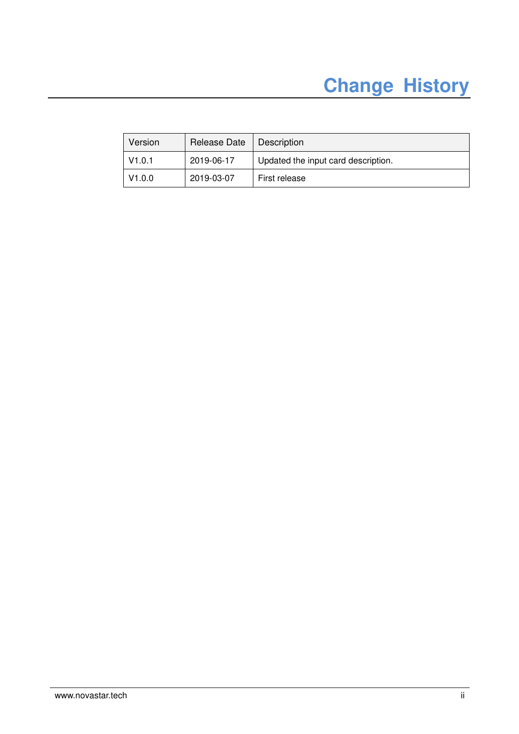# Change History

| Version | Release Date | Description |
| --- | --- | --- |
| V1.0.1 | 2019-06-17 | Updated the input card description. |
| V1.0.0 | 2019-03-07 | First release |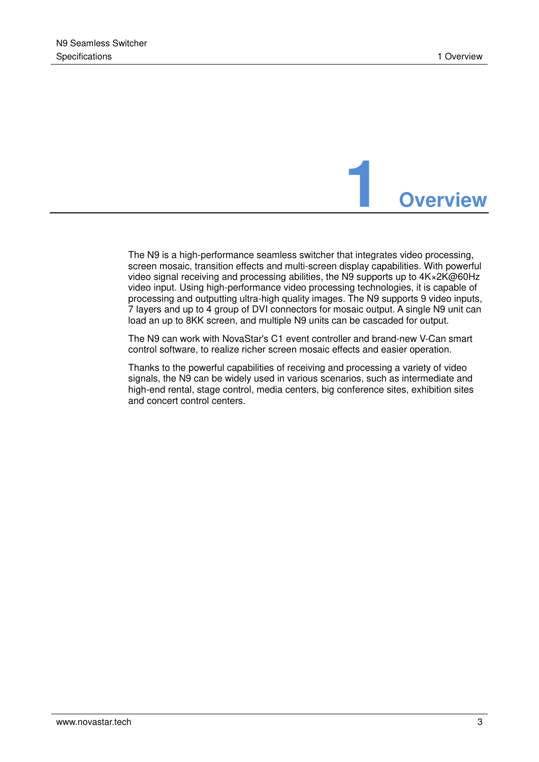# 1 Overview

The N9 is a high-performance seamless switcher that integrates video processing, screen mosaic, transition effects and multi-screen display capabilities. With powerful video signal receiving and processing abilities, the N9 supports up to 4K×2K@60Hz video input. Using high-performance video processing technologies, it is capable of processing and outputting ultra-high quality images. The N9 supports 9 video inputs, 7 layers and up to 4 group of DVI connectors for mosaic output. A single N9 unit can load an up to 8KK screen, and multiple N9 units can be cascaded for output.

The N9 can work with NovaStar's C1 event controller and brand-new V-Can smart control software, to realize richer screen mosaic effects and easier operation.

Thanks to the powerful capabilities of receiving and processing a variety of video signals, the N9 can be widely used in various scenarios, such as intermediate and high-end rental, stage control, media centers, big conference sites, exhibition sites and concert control centers.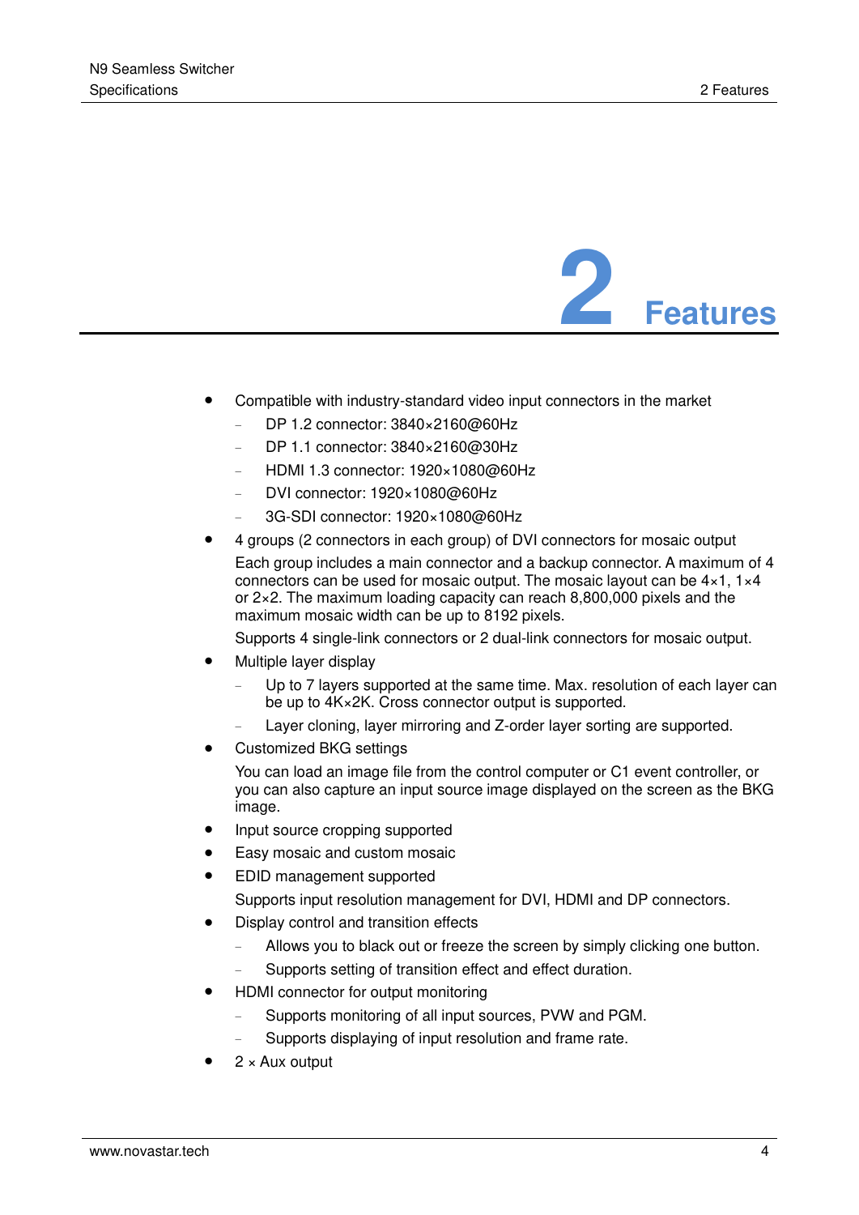# 2 Features

- Compatible with industry-standard video input connectors in the market
  - DP 1.2 connector: 3840×2160@60Hz
  - DP 1.1 connector: 3840×2160@30Hz
  - HDMI 1.3 connector: 1920×1080@60Hz
  - DVI connector: 1920×1080@60Hz
  - 3G-SDI connector: 1920×1080@60Hz
- 4 groups (2 connectors in each group) of DVI connectors for mosaic output

  Each group includes a main connector and a backup connector. A maximum of 4 connectors can be used for mosaic output. The mosaic layout can be 4×1, 1×4 or 2×2. The maximum loading capacity can reach 8,800,000 pixels and the maximum mosaic width can be up to 8192 pixels.

  Supports 4 single-link connectors or 2 dual-link connectors for mosaic output.
- Multiple layer display
  - Up to 7 layers supported at the same time. Max. resolution of each layer can be up to 4K×2K. Cross connector output is supported.
  - Layer cloning, layer mirroring and Z-order layer sorting are supported.
- Customized BKG settings

  You can load an image file from the control computer or C1 event controller, or you can also capture an input source image displayed on the screen as the BKG image.
- Input source cropping supported
- Easy mosaic and custom mosaic
- EDID management supported

  Supports input resolution management for DVI, HDMI and DP connectors.
- Display control and transition effects
  - Allows you to black out or freeze the screen by simply clicking one button.
  - Supports setting of transition effect and effect duration.
- HDMI connector for output monitoring
  - Supports monitoring of all input sources, PVW and PGM.
  - Supports displaying of input resolution and frame rate.
- 2 × Aux output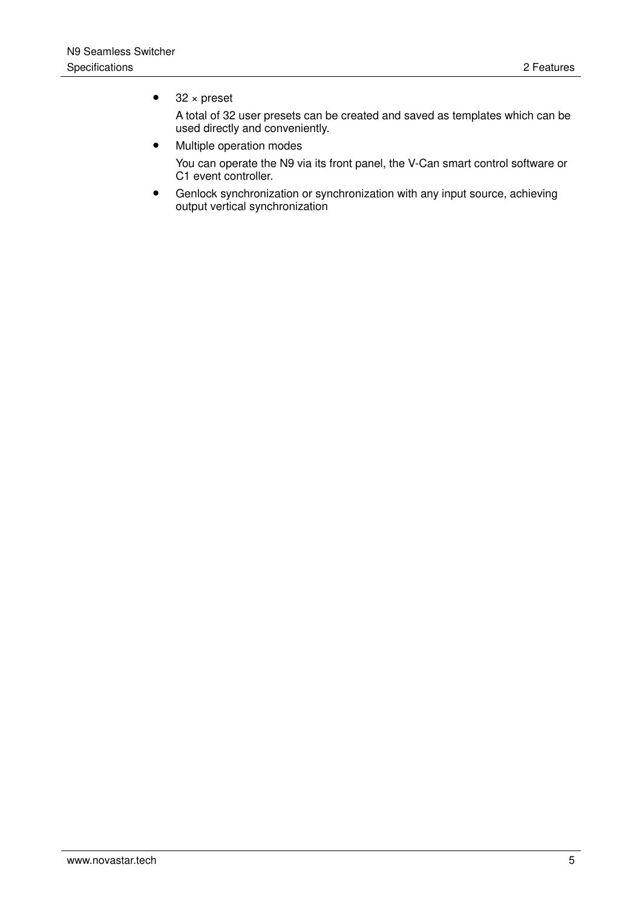- 32 × preset

  A total of 32 user presets can be created and saved as templates which can be used directly and conveniently.

- Multiple operation modes

  You can operate the N9 via its front panel, the V-Can smart control software or C1 event controller.

- Genlock synchronization or synchronization with any input source, achieving output vertical synchronization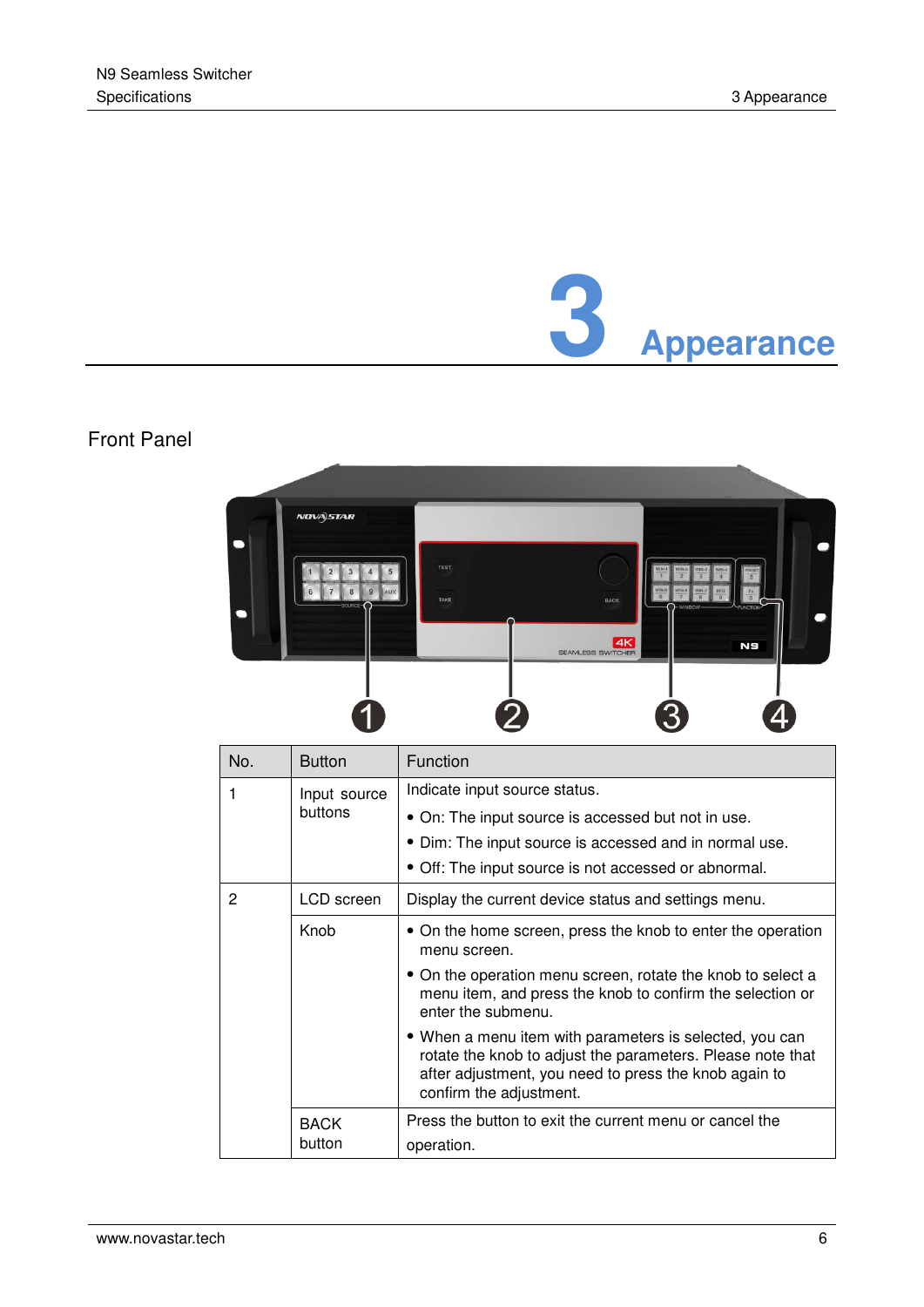# 3 Appearance

## Front Panel

| No. | Button | Function |
| --- | --- | --- |
| 1 | Input source buttons | Indicate input source status.<br>• On: The input source is accessed but not in use.<br>• Dim: The input source is accessed and in normal use.<br>• Off: The input source is not accessed or abnormal. |
| 2 | LCD screen | Display the current device status and settings menu. |
| | Knob | • On the home screen, press the knob to enter the operation menu screen.<br>• On the operation menu screen, rotate the knob to select a menu item, and press the knob to confirm the selection or enter the submenu.<br>• When a menu item with parameters is selected, you can rotate the knob to adjust the parameters. Please note that after adjustment, you need to press the knob again to confirm the adjustment. |
| | BACK button | Press the button to exit the current menu or cancel the operation. |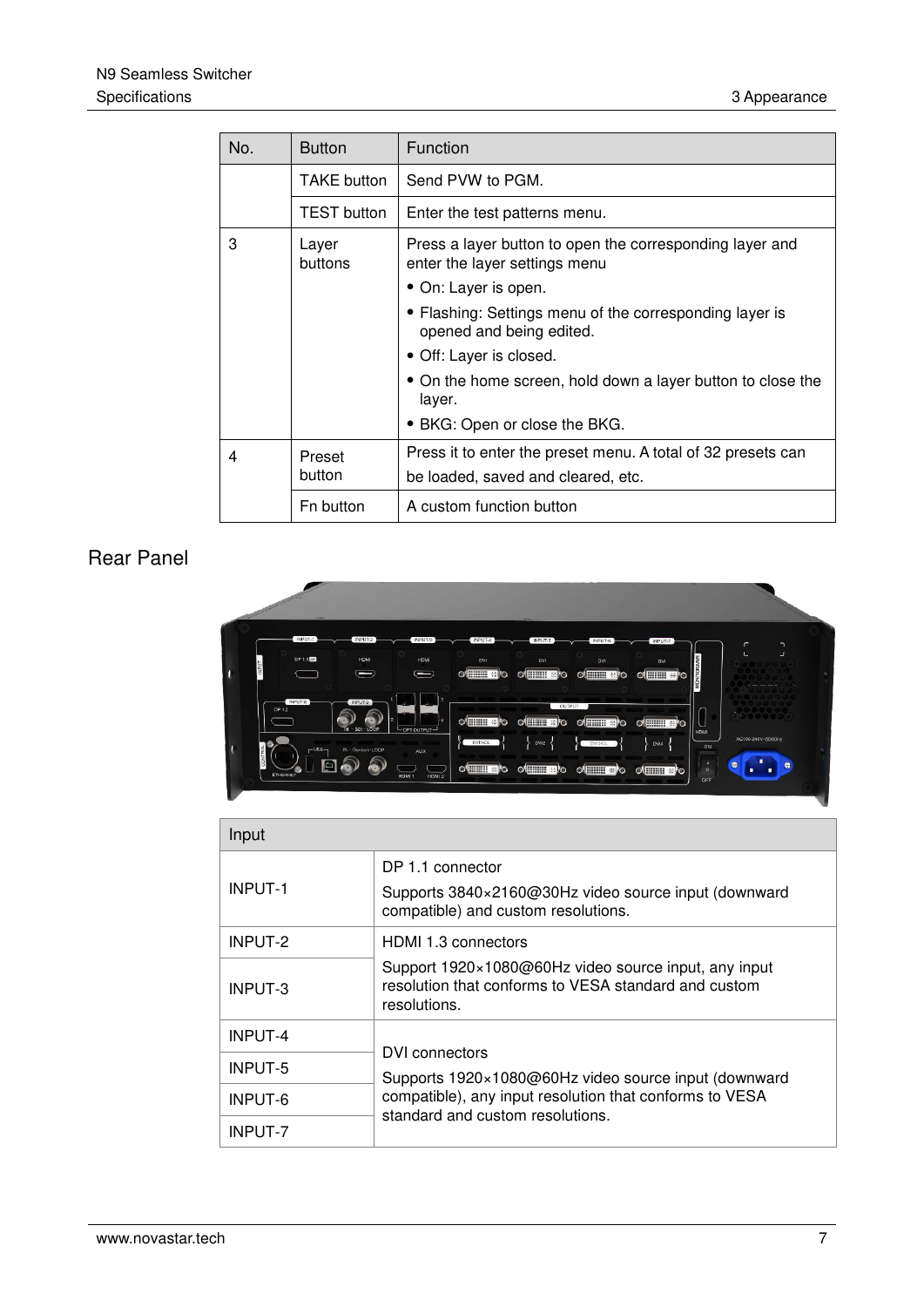| No. | Button | Function |
|---|---|---|
| | TAKE button | Send PVW to PGM. |
| | TEST button | Enter the test patterns menu. |
| 3 | Layer buttons | Press a layer button to open the corresponding layer and enter the layer settings menu<br>• On: Layer is open.<br>• Flashing: Settings menu of the corresponding layer is opened and being edited.<br>• Off: Layer is closed.<br>• On the home screen, hold down a layer button to close the layer.<br>• BKG: Open or close the BKG. |
| 4 | Preset button | Press it to enter the preset menu. A total of 32 presets can be loaded, saved and cleared, etc. |
| | Fn button | A custom function button |

## Rear Panel

| Input | |
|---|---|
| INPUT-1 | DP 1.1 connector<br>Supports 3840×2160@30Hz video source input (downward compatible) and custom resolutions. |
| INPUT-2 | HDMI 1.3 connectors<br>Support 1920×1080@60Hz video source input, any input resolution that conforms to VESA standard and custom resolutions. |
| INPUT-3 | |
| INPUT-4 | DVI connectors<br>Supports 1920×1080@60Hz video source input (downward compatible), any input resolution that conforms to VESA standard and custom resolutions. |
| INPUT-5 | |
| INPUT-6 | |
| INPUT-7 | |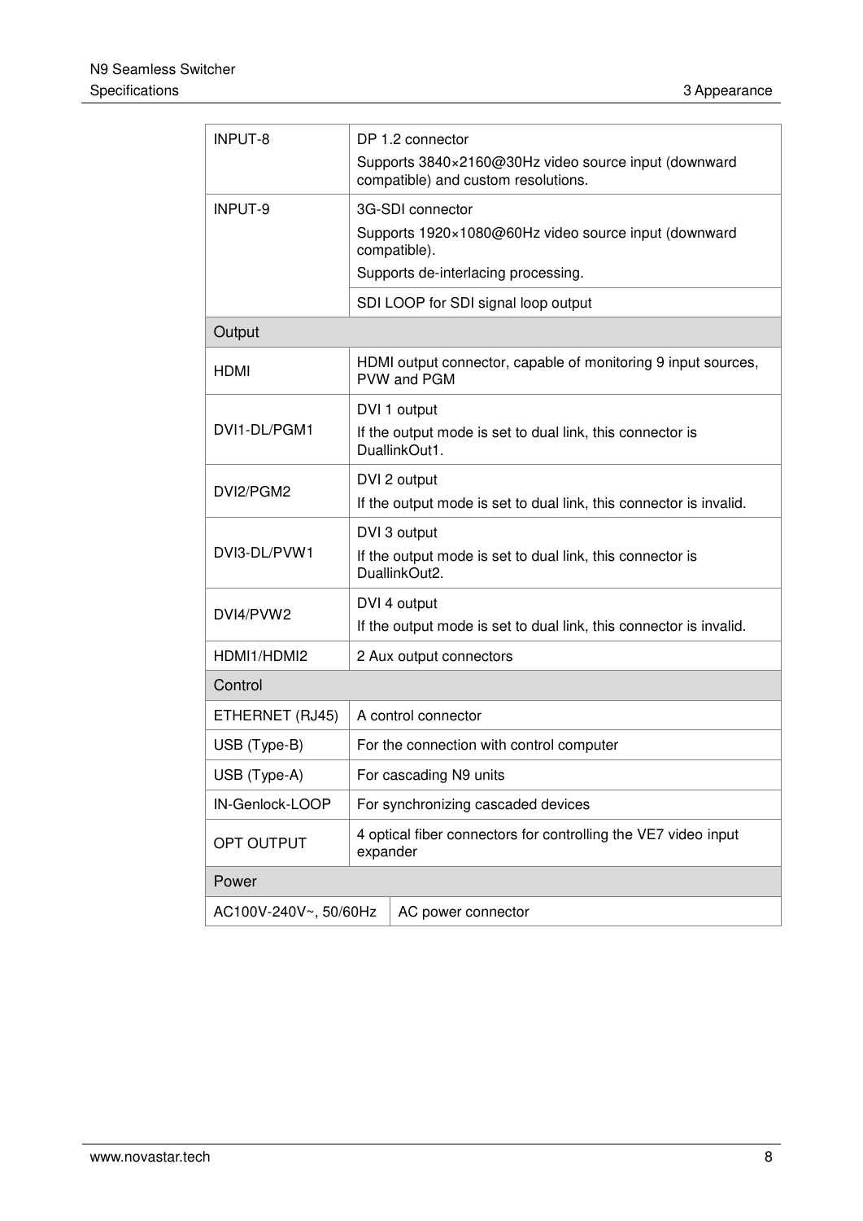| | |
|---|---|
| INPUT-8 | DP 1.2 connector<br>Supports 3840×2160@30Hz video source input (downward compatible) and custom resolutions. |
| INPUT-9 | 3G-SDI connector<br>Supports 1920×1080@60Hz video source input (downward compatible).<br>Supports de-interlacing processing. |
| | SDI LOOP for SDI signal loop output |
| **Output** | |
| HDMI | HDMI output connector, capable of monitoring 9 input sources, PVW and PGM |
| DVI1-DL/PGM1 | DVI 1 output<br>If the output mode is set to dual link, this connector is DuallinkOut1. |
| DVI2/PGM2 | DVI 2 output<br>If the output mode is set to dual link, this connector is invalid. |
| DVI3-DL/PVW1 | DVI 3 output<br>If the output mode is set to dual link, this connector is DuallinkOut2. |
| DVI4/PVW2 | DVI 4 output<br>If the output mode is set to dual link, this connector is invalid. |
| HDMI1/HDMI2 | 2 Aux output connectors |
| **Control** | |
| ETHERNET (RJ45) | A control connector |
| USB (Type-B) | For the connection with control computer |
| USB (Type-A) | For cascading N9 units |
| IN-Genlock-LOOP | For synchronizing cascaded devices |
| OPT OUTPUT | 4 optical fiber connectors for controlling the VE7 video input expander |
| **Power** | |
| AC100V-240V~, 50/60Hz | AC power connector |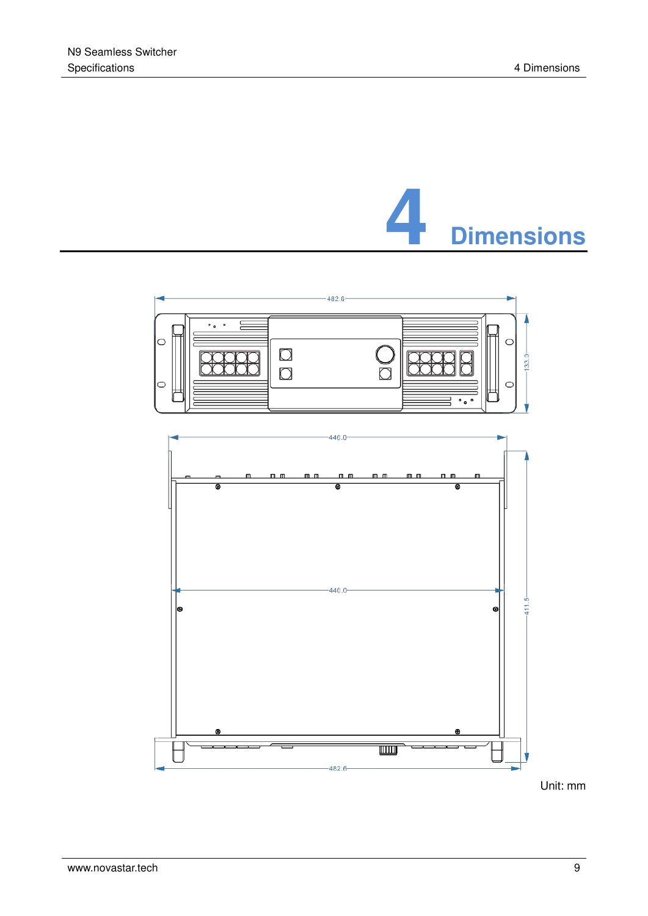# 4 Dimensions

Unit: mm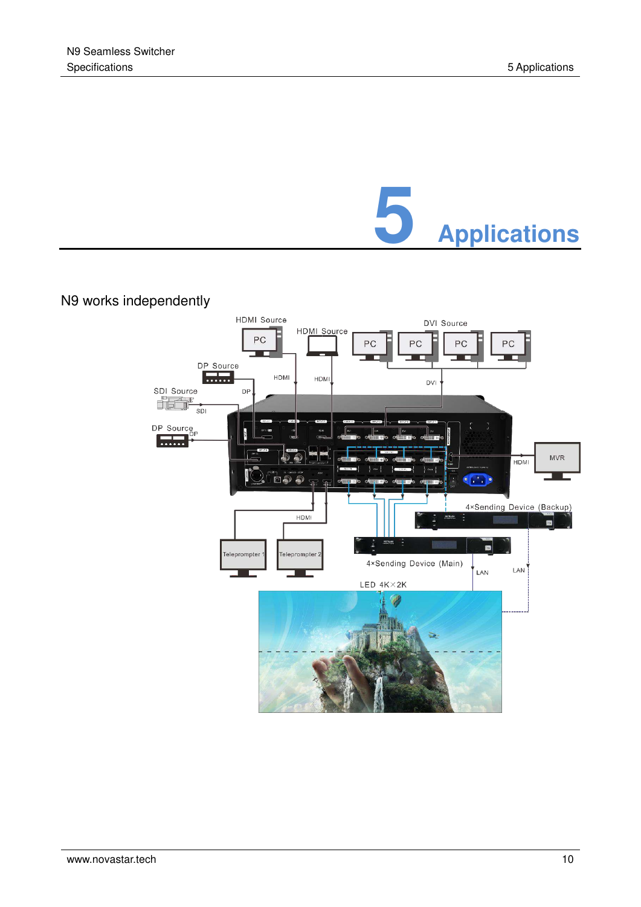# 5 Applications

## N9 works independently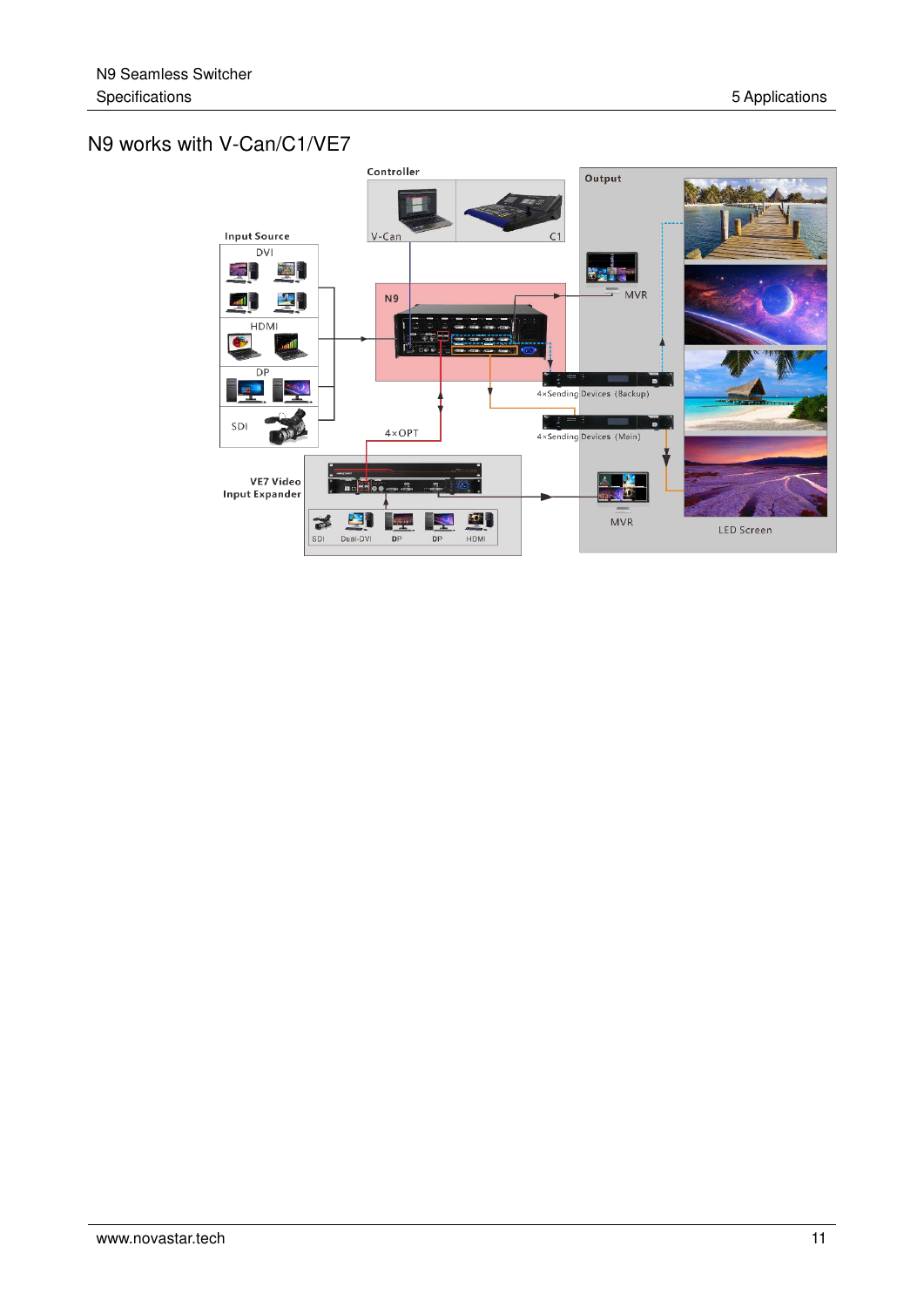# N9 works with V-Can/C1/VE7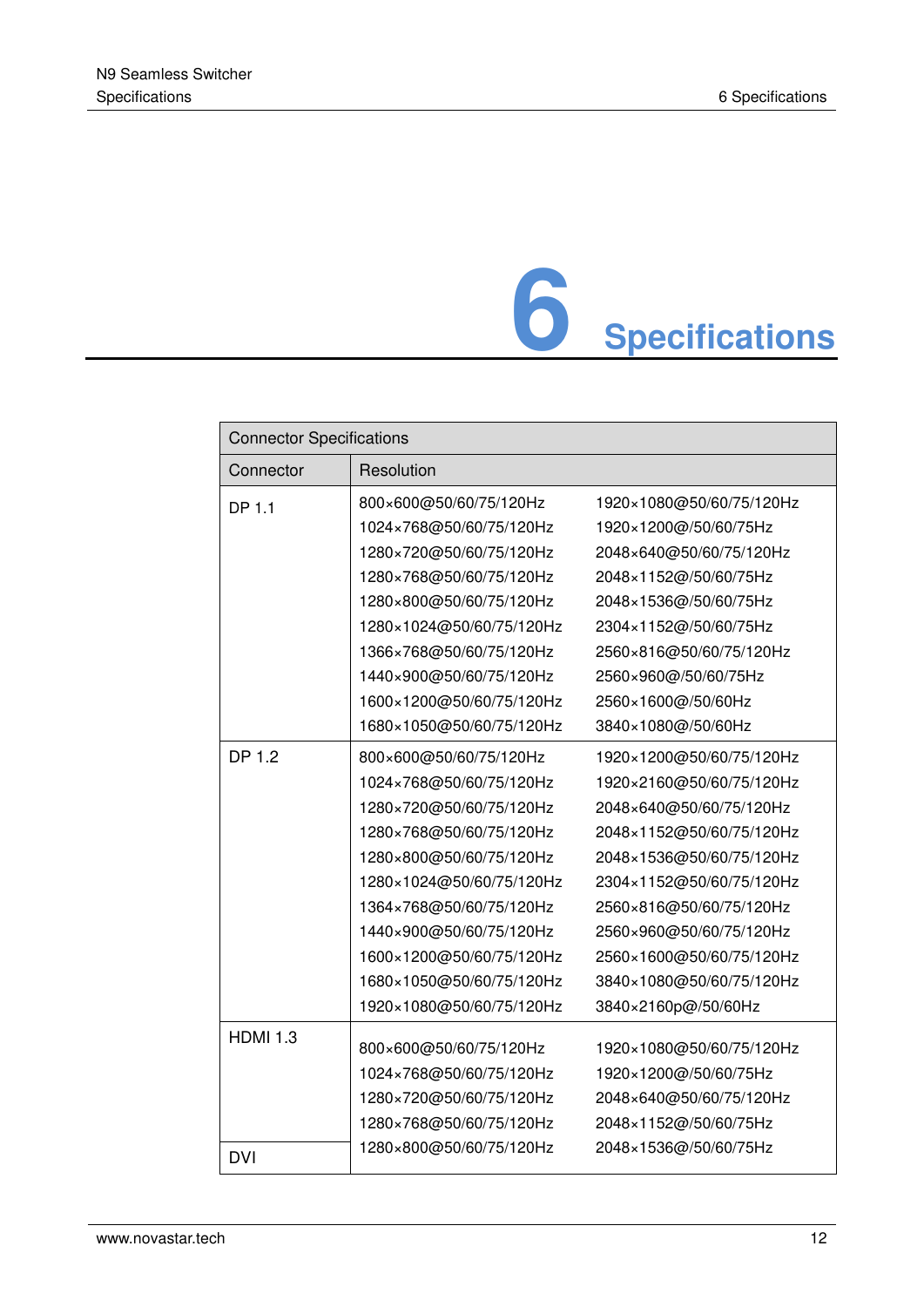# 6 Specifications

| Connector Specifications | | |
|---|---|---|
| Connector | Resolution | |
| DP 1.1 | 800×600@50/60/75/120Hz<br>1024×768@50/60/75/120Hz<br>1280×720@50/60/75/120Hz<br>1280×768@50/60/75/120Hz<br>1280×800@50/60/75/120Hz<br>1280×1024@50/60/75/120Hz<br>1366×768@50/60/75/120Hz<br>1440×900@50/60/75/120Hz<br>1600×1200@50/60/75/120Hz<br>1680×1050@50/60/75/120Hz | 1920×1080@50/60/75/120Hz<br>1920×1200@/50/60/75Hz<br>2048×640@50/60/75/120Hz<br>2048×1152@/50/60/75Hz<br>2048×1536@/50/60/75Hz<br>2304×1152@/50/60/75Hz<br>2560×816@50/60/75/120Hz<br>2560×960@/50/60/75Hz<br>2560×1600@/50/60Hz<br>3840×1080@/50/60Hz |
| DP 1.2 | 800×600@50/60/75/120Hz<br>1024×768@50/60/75/120Hz<br>1280×720@50/60/75/120Hz<br>1280×768@50/60/75/120Hz<br>1280×800@50/60/75/120Hz<br>1280×1024@50/60/75/120Hz<br>1364×768@50/60/75/120Hz<br>1440×900@50/60/75/120Hz<br>1600×1200@50/60/75/120Hz<br>1680×1050@50/60/75/120Hz<br>1920×1080@50/60/75/120Hz | 1920×1200@50/60/75/120Hz<br>1920×2160@50/60/75/120Hz<br>2048×640@50/60/75/120Hz<br>2048×1152@50/60/75/120Hz<br>2048×1536@50/60/75/120Hz<br>2304×1152@50/60/75/120Hz<br>2560×816@50/60/75/120Hz<br>2560×960@50/60/75/120Hz<br>2560×1600@50/60/75/120Hz<br>3840×1080@50/60/75/120Hz<br>3840×2160p@/50/60Hz |
| HDMI 1.3<br><br>DVI | 800×600@50/60/75/120Hz<br>1024×768@50/60/75/120Hz<br>1280×720@50/60/75/120Hz<br>1280×768@50/60/75/120Hz<br>1280×800@50/60/75/120Hz | 1920×1080@50/60/75/120Hz<br>1920×1200@/50/60/75Hz<br>2048×640@50/60/75/120Hz<br>2048×1152@/50/60/75Hz<br>2048×1536@/50/60/75Hz |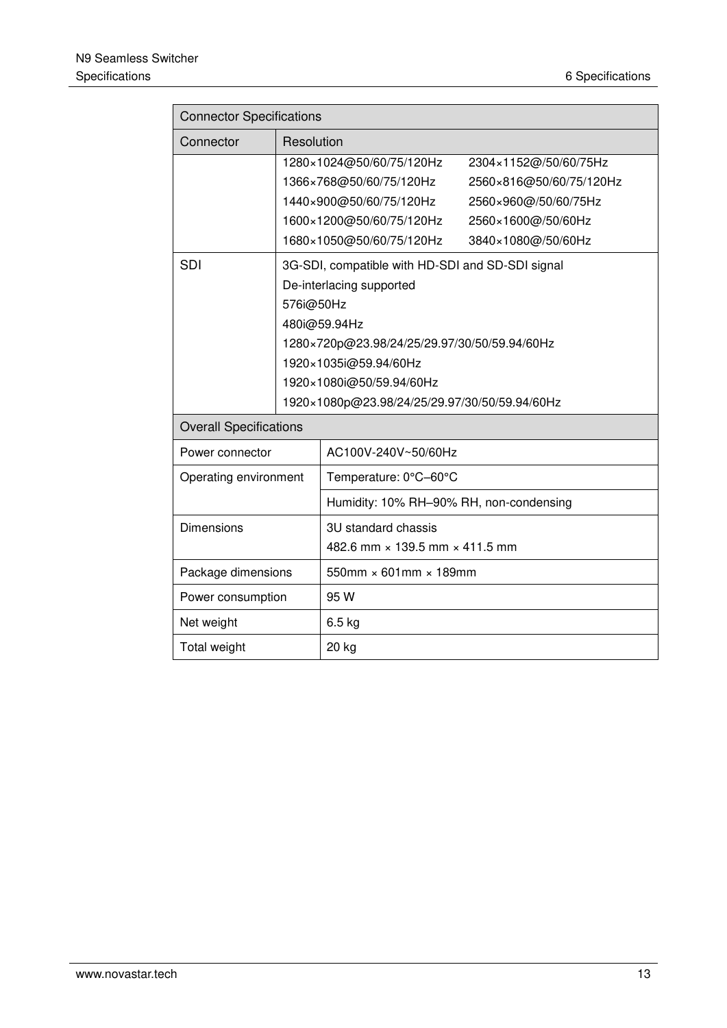| Connector Specifications | | |
|---|---|---|
| Connector | Resolution | |
| | 1280×1024@50/60/75/120Hz<br>1366×768@50/60/75/120Hz<br>1440×900@50/60/75/120Hz<br>1600×1200@50/60/75/120Hz<br>1680×1050@50/60/75/120Hz | 2304×1152@/50/60/75Hz<br>2560×816@50/60/75/120Hz<br>2560×960@/50/60/75Hz<br>2560×1600@/50/60Hz<br>3840×1080@/50/60Hz |
| SDI | 3G-SDI, compatible with HD-SDI and SD-SDI signal<br>De-interlacing supported<br>576i@50Hz<br>480i@59.94Hz<br>1280×720p@23.98/24/25/29.97/30/50/59.94/60Hz<br>1920×1035i@59.94/60Hz<br>1920×1080i@50/59.94/60Hz<br>1920×1080p@23.98/24/25/29.97/30/50/59.94/60Hz | |

| Overall Specifications | |
|---|---|
| Power connector | AC100V-240V~50/60Hz |
| Operating environment | Temperature: 0°C–60°C |
| | Humidity: 10% RH–90% RH, non-condensing |
| Dimensions | 3U standard chassis<br>482.6 mm × 139.5 mm × 411.5 mm |
| Package dimensions | 550mm × 601mm × 189mm |
| Power consumption | 95 W |
| Net weight | 6.5 kg |
| Total weight | 20 kg |